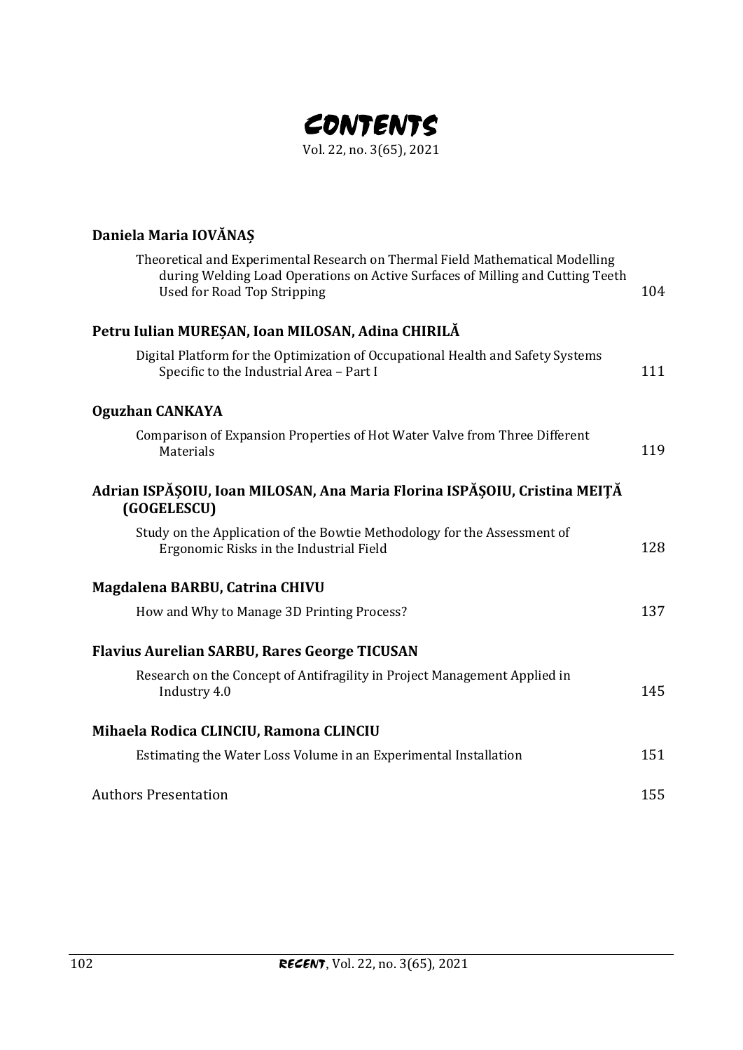# Contents

Vol. 22, no. 3(65), 2021

| | |
|---|---|
| **Daniela Maria IOVĂNAȘ** | |
| Theoretical and Experimental Research on Thermal Field Mathematical Modelling during Welding Load Operations on Active Surfaces of Milling and Cutting Teeth Used for Road Top Stripping | 104 |
| **Petru Iulian MUREȘAN, Ioan MILOSAN, Adina CHIRILĂ** | |
| Digital Platform for the Optimization of Occupational Health and Safety Systems Specific to the Industrial Area – Part I | 111 |
| **Oguzhan CANKAYA** | |
| Comparison of Expansion Properties of Hot Water Valve from Three Different Materials | 119 |
| **Adrian ISPĂȘOIU, Ioan MILOSAN, Ana Maria Florina ISPĂȘOIU, Cristina MEIȚĂ (GOGELESCU)** | |
| Study on the Application of the Bowtie Methodology for the Assessment of Ergonomic Risks in the Industrial Field | 128 |
| **Magdalena BARBU, Catrina CHIVU** | |
| How and Why to Manage 3D Printing Process? | 137 |
| **Flavius Aurelian SARBU, Rares George TICUSAN** | |
| Research on the Concept of Antifragility in Project Management Applied in Industry 4.0 | 145 |
| **Mihaela Rodica CLINCIU, Ramona CLINCIU** | |
| Estimating the Water Loss Volume in an Experimental Installation | 151 |
| Authors Presentation | 155 |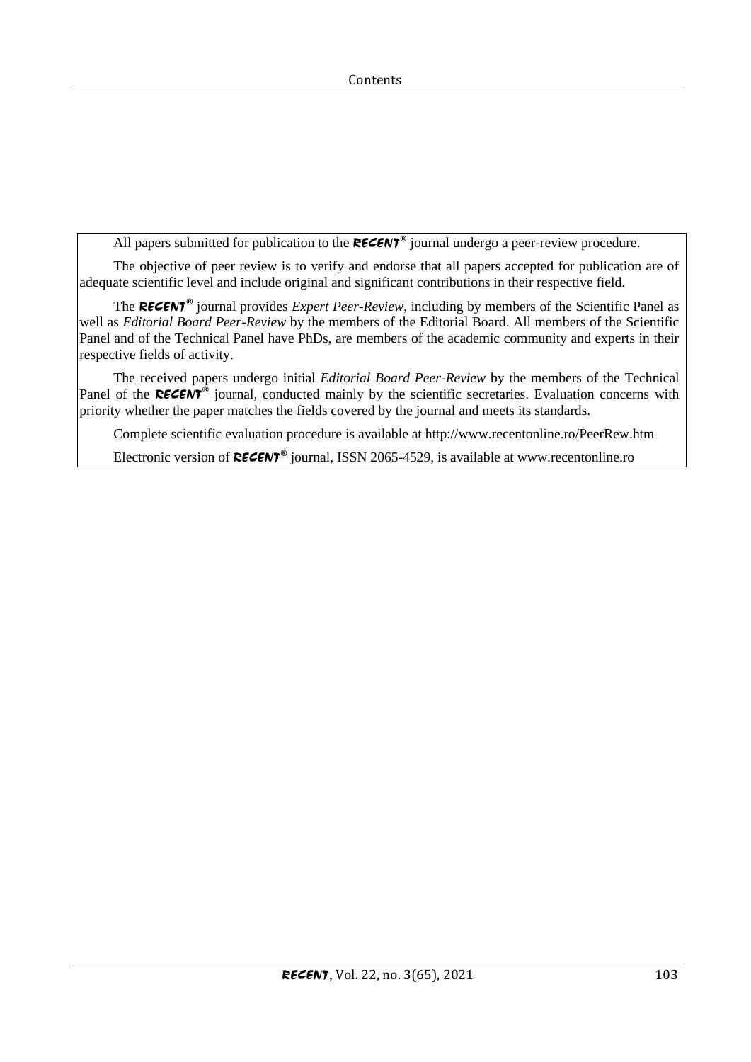All papers submitted for publication to the **RECENT**® journal undergo a peer-review procedure.

The objective of peer review is to verify and endorse that all papers accepted for publication are of adequate scientific level and include original and significant contributions in their respective field.

The **RECENT**® journal provides *Expert Peer-Review*, including by members of the Scientific Panel as well as *Editorial Board Peer-Review* by the members of the Editorial Board. All members of the Scientific Panel and of the Technical Panel have PhDs, are members of the academic community and experts in their respective fields of activity.

The received papers undergo initial *Editorial Board Peer-Review* by the members of the Technical Panel of the **RECENT**® journal, conducted mainly by the scientific secretaries. Evaluation concerns with priority whether the paper matches the fields covered by the journal and meets its standards.

Complete scientific evaluation procedure is available at http://www.recentonline.ro/PeerRew.htm

Electronic version of **RECENT**® journal, ISSN 2065-4529, is available at www.recentonline.ro